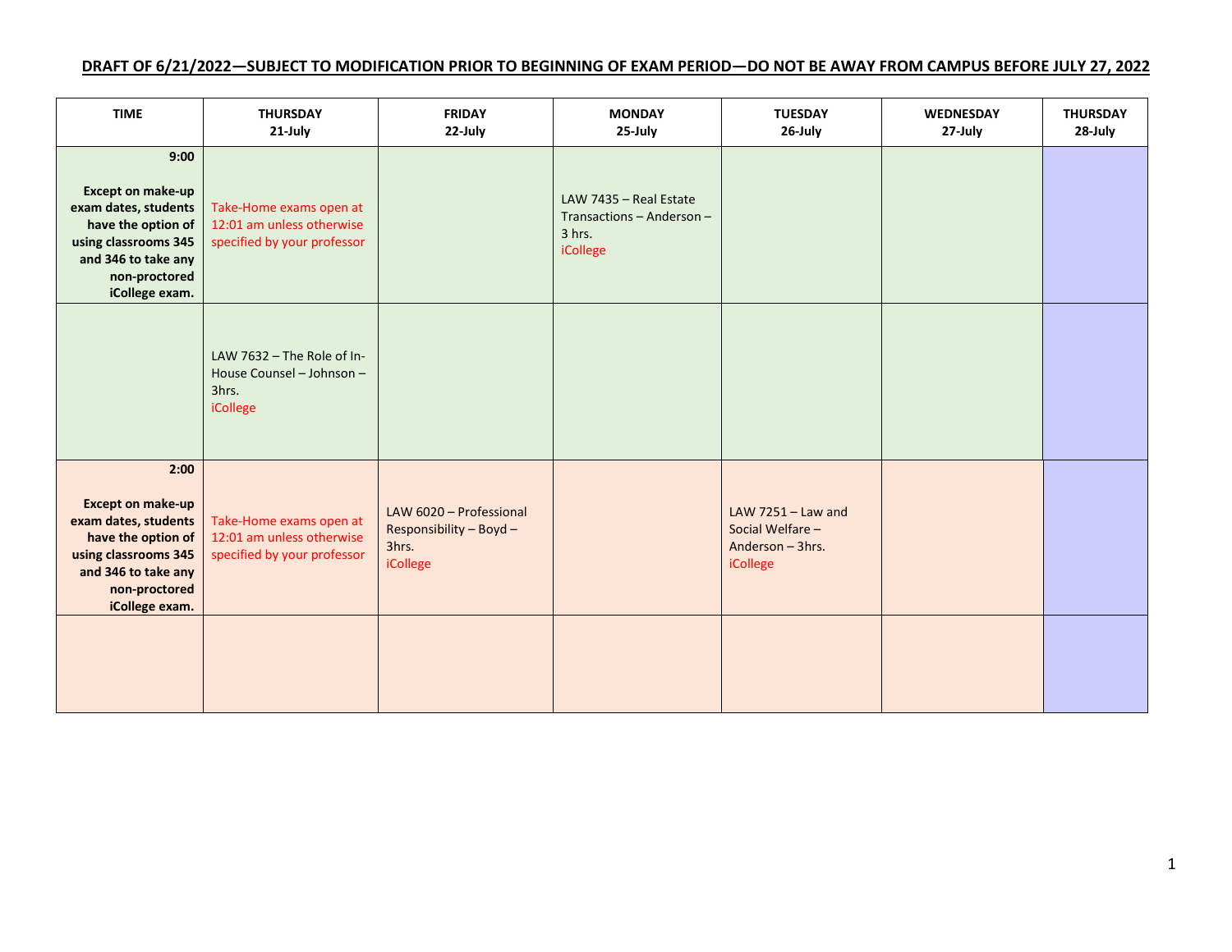**DRAFT OF 6/21/2022—SUBJECT TO MODIFICATION PRIOR TO BEGINNING OF EXAM PERIOD—DO NOT BE AWAY FROM CAMPUS BEFORE JULY 27, 2022**

| TIME | THURSDAY 21-July | FRIDAY 22-July | MONDAY 25-July | TUESDAY 26-July | WEDNESDAY 27-July | THURSDAY 28-July |
|---|---|---|---|---|---|---|
| **9:00** **Except on make-up exam dates, students have the option of using classrooms 345 and 346 to take any non-proctored iCollege exam.** | Take-Home exams open at 12:01 am unless otherwise specified by your professor | | LAW 7435 – Real Estate Transactions – Anderson – 3 hrs. iCollege | | | |
| | LAW 7632 – The Role of In-House Counsel – Johnson – 3hrs. iCollege | | | | | |
| **2:00** **Except on make-up exam dates, students have the option of using classrooms 345 and 346 to take any non-proctored iCollege exam.** | Take-Home exams open at 12:01 am unless otherwise specified by your professor | LAW 6020 – Professional Responsibility – Boyd – 3hrs. iCollege | | LAW 7251 – Law and Social Welfare – Anderson – 3hrs. iCollege | | |
| | | | | | | |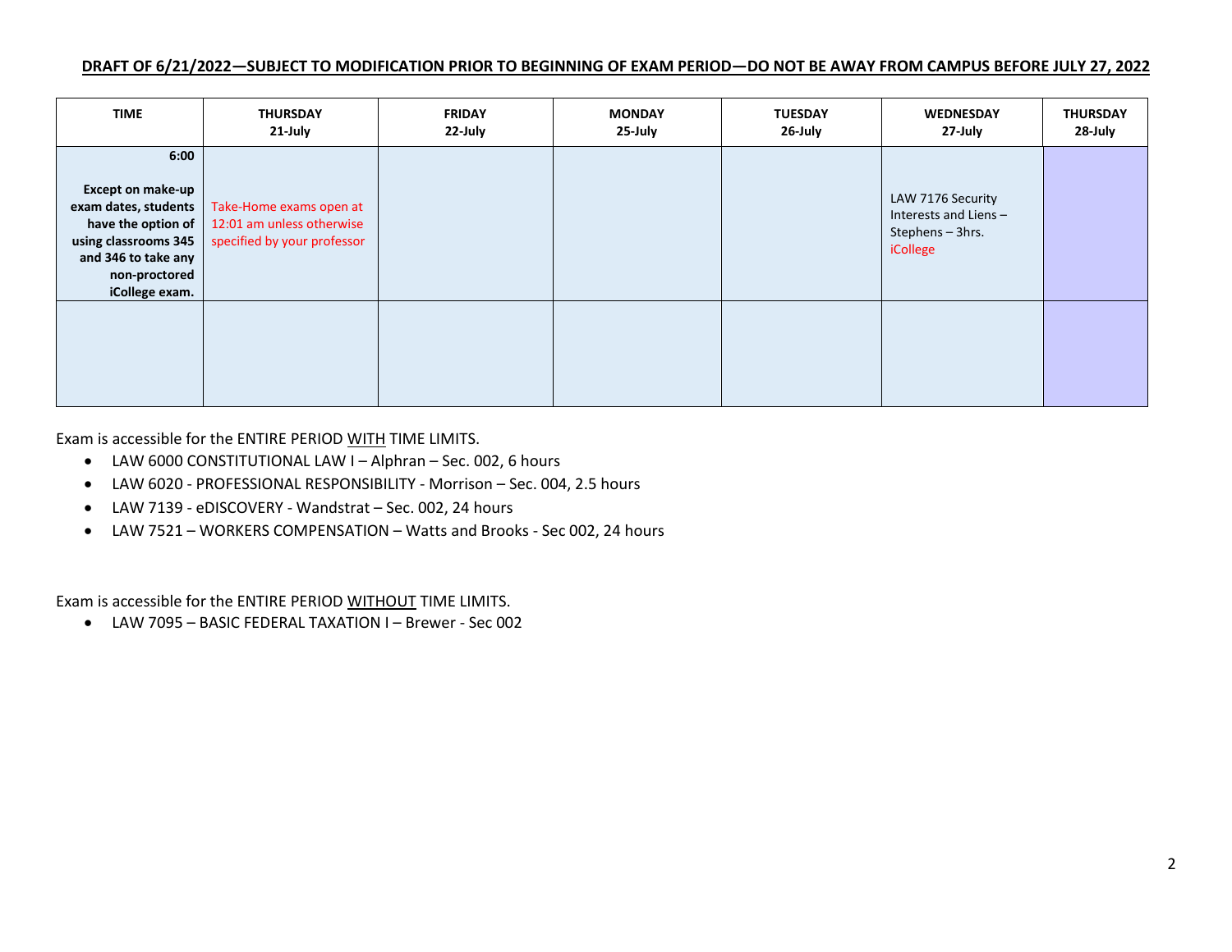**DRAFT OF 6/21/2022—SUBJECT TO MODIFICATION PRIOR TO BEGINNING OF EXAM PERIOD—DO NOT BE AWAY FROM CAMPUS BEFORE JULY 27, 2022**

| TIME | THURSDAY 21-July | FRIDAY 22-July | MONDAY 25-July | TUESDAY 26-July | WEDNESDAY 27-July | THURSDAY 28-July |
|---|---|---|---|---|---|---|
| **6:00** **Except on make-up exam dates, students have the option of using classrooms 345 and 346 to take any non-proctored iCollege exam.** | Take-Home exams open at 12:01 am unless otherwise specified by your professor | | | | LAW 7176 Security Interests and Liens – Stephens – 3hrs. iCollege | |
| | | | | | | |

Exam is accessible for the ENTIRE PERIOD WITH TIME LIMITS.

- LAW 6000 CONSTITUTIONAL LAW I – Alphran – Sec. 002, 6 hours
- LAW 6020 - PROFESSIONAL RESPONSIBILITY - Morrison – Sec. 004, 2.5 hours
- LAW 7139 - eDISCOVERY - Wandstrat – Sec. 002, 24 hours
- LAW 7521 – WORKERS COMPENSATION – Watts and Brooks - Sec 002, 24 hours

Exam is accessible for the ENTIRE PERIOD WITHOUT TIME LIMITS.

- LAW 7095 – BASIC FEDERAL TAXATION I – Brewer - Sec 002